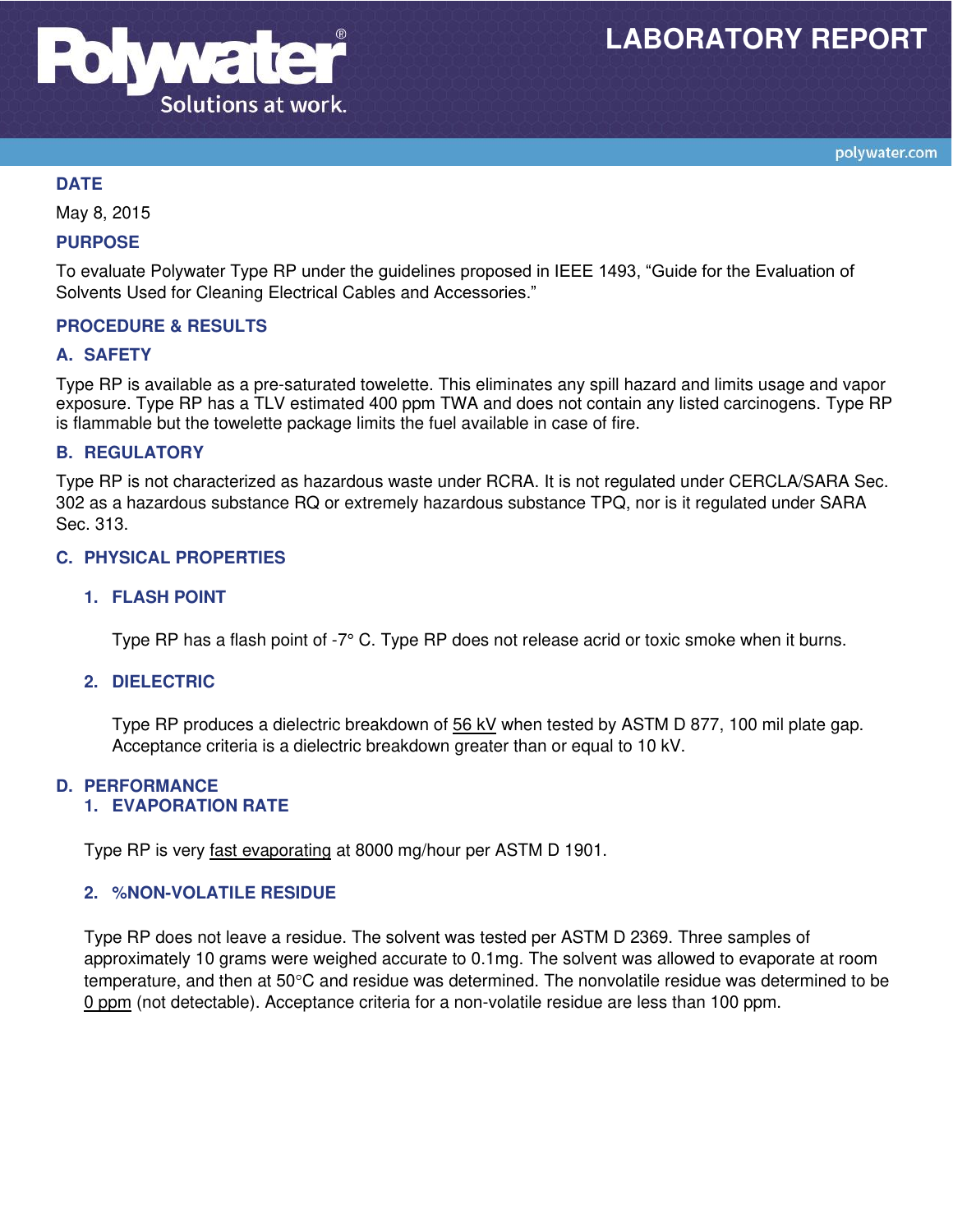# LABORATORY REPORT

## DATE

May 8, 2015

## PURPOSE

To evaluate Polywater Type RP under the guidelines proposed in IEEE 1493, "Guide for the Evaluation of Solvents Used for Cleaning Electrical Cables and Accessories."

## PROCEDURE & RESULTS

### A. SAFETY

Type RP is available as a pre-saturated towelette. This eliminates any spill hazard and limits usage and vapor exposure. Type RP has a TLV estimated 400 ppm TWA and does not contain any listed carcinogens. Type RP is flammable but the towelette package limits the fuel available in case of fire.

### B. REGULATORY

Type RP is not characterized as hazardous waste under RCRA. It is not regulated under CERCLA/SARA Sec. 302 as a hazardous substance RQ or extremely hazardous substance TPQ, nor is it regulated under SARA Sec. 313.

### C. PHYSICAL PROPERTIES

#### 1. FLASH POINT

Type RP has a flash point of -7° C. Type RP does not release acrid or toxic smoke when it burns.

#### 2. DIELECTRIC

Type RP produces a dielectric breakdown of 56 kV when tested by ASTM D 877, 100 mil plate gap. Acceptance criteria is a dielectric breakdown greater than or equal to 10 kV.

### D. PERFORMANCE

#### 1. EVAPORATION RATE

Type RP is very fast evaporating at 8000 mg/hour per ASTM D 1901.

#### 2. %NON-VOLATILE RESIDUE

Type RP does not leave a residue. The solvent was tested per ASTM D 2369. Three samples of approximately 10 grams were weighed accurate to 0.1mg. The solvent was allowed to evaporate at room temperature, and then at 50°C and residue was determined. The nonvolatile residue was determined to be 0 ppm (not detectable). Acceptance criteria for a non-volatile residue are less than 100 ppm.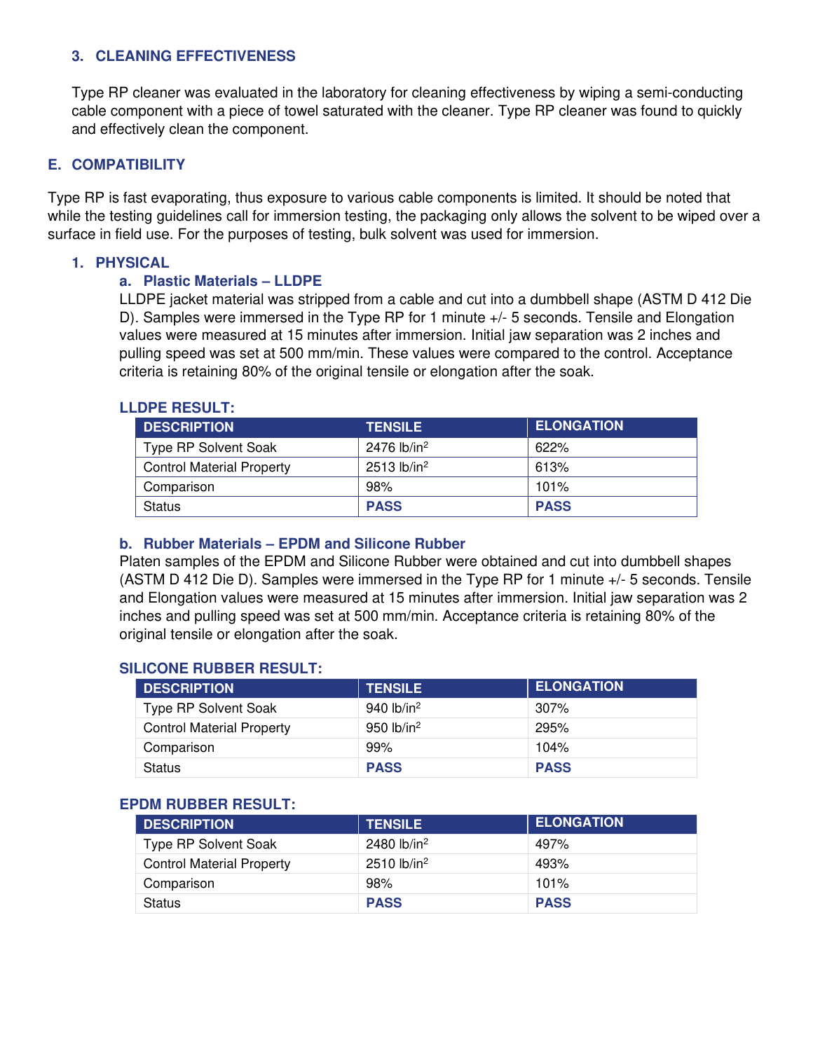### 3. CLEANING EFFECTIVENESS

Type RP cleaner was evaluated in the laboratory for cleaning effectiveness by wiping a semi-conducting cable component with a piece of towel saturated with the cleaner. Type RP cleaner was found to quickly and effectively clean the component.

## E. COMPATIBILITY

Type RP is fast evaporating, thus exposure to various cable components is limited. It should be noted that while the testing guidelines call for immersion testing, the packaging only allows the solvent to be wiped over a surface in field use. For the purposes of testing, bulk solvent was used for immersion.

### 1. PHYSICAL

#### a. Plastic Materials – LLDPE

LLDPE jacket material was stripped from a cable and cut into a dumbbell shape (ASTM D 412 Die D). Samples were immersed in the Type RP for 1 minute +/- 5 seconds. Tensile and Elongation values were measured at 15 minutes after immersion. Initial jaw separation was 2 inches and pulling speed was set at 500 mm/min. These values were compared to the control. Acceptance criteria is retaining 80% of the original tensile or elongation after the soak.

**LLDPE RESULT:**

| DESCRIPTION | TENSILE | ELONGATION |
|---|---|---|
| Type RP Solvent Soak | 2476 lb/in$^2$ | 622% |
| Control Material Property | 2513 lb/in$^2$ | 613% |
| Comparison | 98% | 101% |
| Status | **PASS** | **PASS** |

#### b. Rubber Materials – EPDM and Silicone Rubber

Platen samples of the EPDM and Silicone Rubber were obtained and cut into dumbbell shapes (ASTM D 412 Die D). Samples were immersed in the Type RP for 1 minute +/- 5 seconds. Tensile and Elongation values were measured at 15 minutes after immersion. Initial jaw separation was 2 inches and pulling speed was set at 500 mm/min. Acceptance criteria is retaining 80% of the original tensile or elongation after the soak.

**SILICONE RUBBER RESULT:**

| DESCRIPTION | TENSILE | ELONGATION |
|---|---|---|
| Type RP Solvent Soak | 940 lb/in$^2$ | 307% |
| Control Material Property | 950 lb/in$^2$ | 295% |
| Comparison | 99% | 104% |
| Status | **PASS** | **PASS** |

**EPDM RUBBER RESULT:**

| DESCRIPTION | TENSILE | ELONGATION |
|---|---|---|
| Type RP Solvent Soak | 2480 lb/in$^2$ | 497% |
| Control Material Property | 2510 lb/in$^2$ | 493% |
| Comparison | 98% | 101% |
| Status | **PASS** | **PASS** |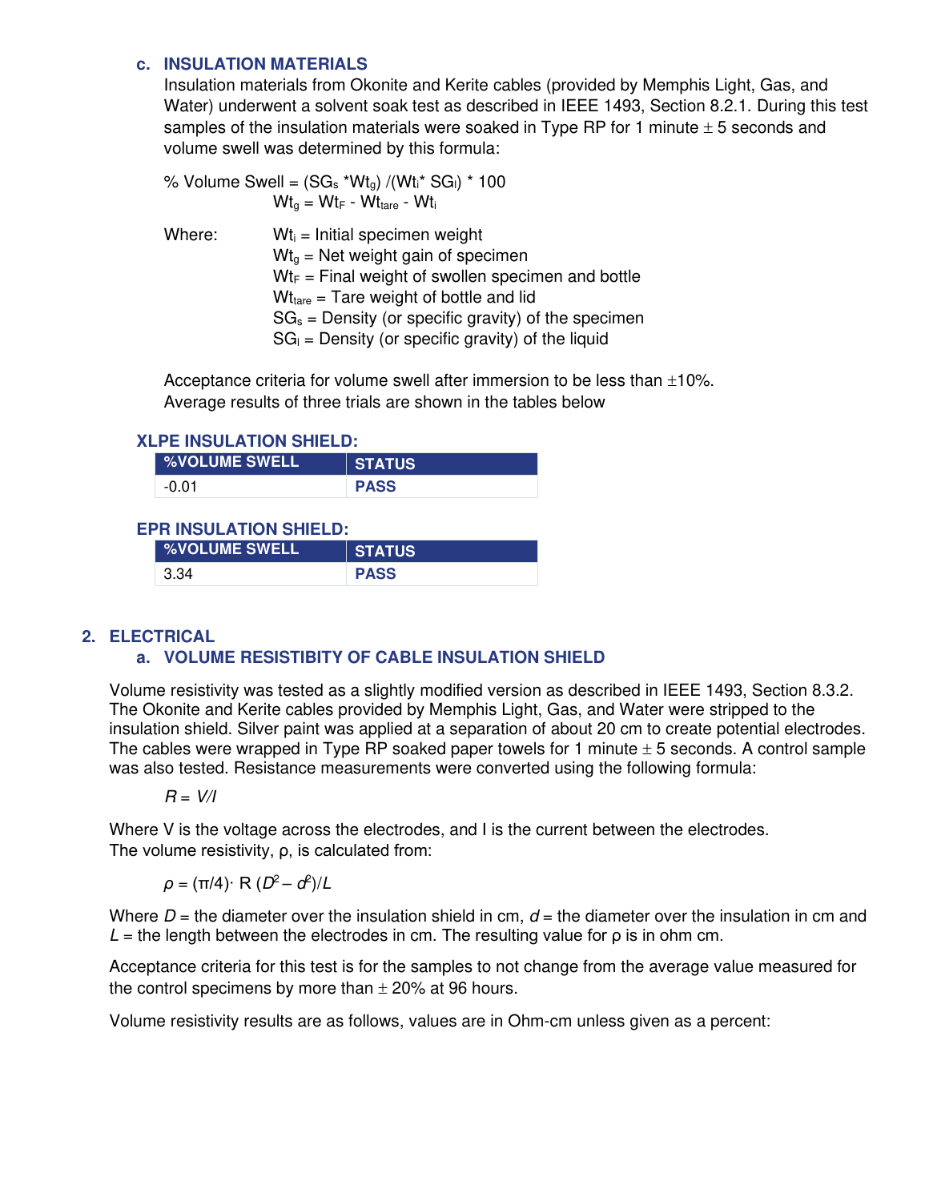### c. INSULATION MATERIALS

Insulation materials from Okonite and Kerite cables (provided by Memphis Light, Gas, and Water) underwent a solvent soak test as described in IEEE 1493, Section 8.2.1. During this test samples of the insulation materials were soaked in Type RP for 1 minute ± 5 seconds and volume swell was determined by this formula:

$$\% \text{ Volume Swell} = (SG_s * Wt_g) / (Wt_i * SG_l) * 100$$

$$Wt_g = Wt_F - Wt_{tare} - Wt_i$$

Where:

- $Wt_i$ = Initial specimen weight
- $Wt_g$ = Net weight gain of specimen
- $Wt_F$ = Final weight of swollen specimen and bottle
- $Wt_{tare}$ = Tare weight of bottle and lid
- $SG_s$ = Density (or specific gravity) of the specimen
- $SG_l$ = Density (or specific gravity) of the liquid

Acceptance criteria for volume swell after immersion to be less than ±10%.
Average results of three trials are shown in the tables below

**XLPE INSULATION SHIELD:**

| %VOLUME SWELL | STATUS |
|---|---|
| -0.01 | **PASS** |

**EPR INSULATION SHIELD:**

| %VOLUME SWELL | STATUS |
|---|---|
| 3.34 | **PASS** |

## 2. ELECTRICAL

### a. VOLUME RESISTIBITY OF CABLE INSULATION SHIELD

Volume resistivity was tested as a slightly modified version as described in IEEE 1493, Section 8.3.2. The Okonite and Kerite cables provided by Memphis Light, Gas, and Water were stripped to the insulation shield. Silver paint was applied at a separation of about 20 cm to create potential electrodes. The cables were wrapped in Type RP soaked paper towels for 1 minute ± 5 seconds. A control sample was also tested. Resistance measurements were converted using the following formula:

$$R = V/I$$

Where V is the voltage across the electrodes, and I is the current between the electrodes.
The volume resistivity, ρ, is calculated from:

$$\rho = (\pi/4) \cdot R\,(D^2 - d^2)/L$$

Where $D$ = the diameter over the insulation shield in cm, $d$ = the diameter over the insulation in cm and $L$ = the length between the electrodes in cm. The resulting value for ρ is in ohm cm.

Acceptance criteria for this test is for the samples to not change from the average value measured for the control specimens by more than ± 20% at 96 hours.

Volume resistivity results are as follows, values are in Ohm-cm unless given as a percent: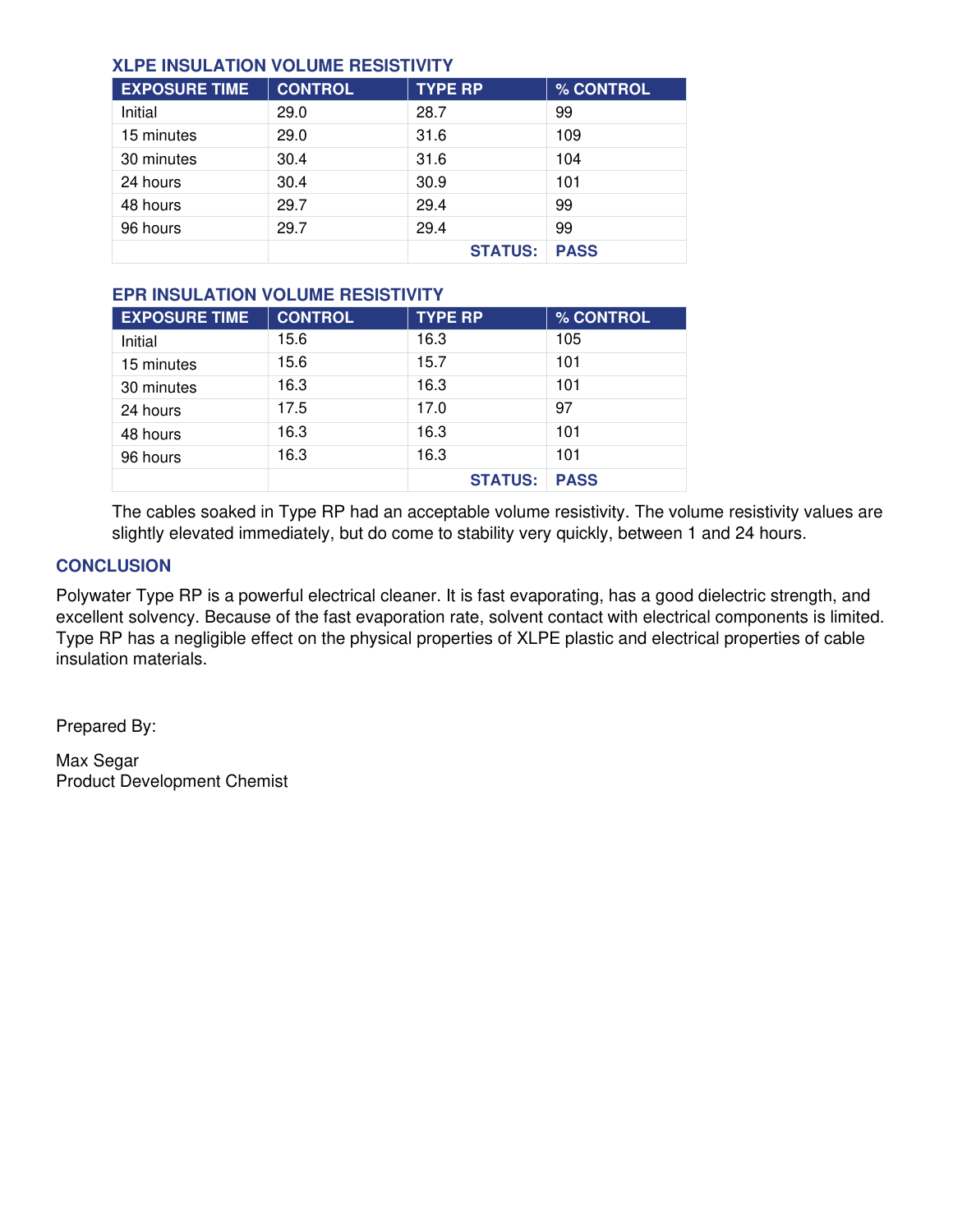### XLPE INSULATION VOLUME RESISTIVITY

| EXPOSURE TIME | CONTROL | TYPE RP | % CONTROL |
|---|---|---|---|
| Initial | 29.0 | 28.7 | 99 |
| 15 minutes | 29.0 | 31.6 | 109 |
| 30 minutes | 30.4 | 31.6 | 104 |
| 24 hours | 30.4 | 30.9 | 101 |
| 48 hours | 29.7 | 29.4 | 99 |
| 96 hours | 29.7 | 29.4 | 99 |
| | | **STATUS:** | **PASS** |

### EPR INSULATION VOLUME RESISTIVITY

| EXPOSURE TIME | CONTROL | TYPE RP | % CONTROL |
|---|---|---|---|
| Initial | 15.6 | 16.3 | 105 |
| 15 minutes | 15.6 | 15.7 | 101 |
| 30 minutes | 16.3 | 16.3 | 101 |
| 24 hours | 17.5 | 17.0 | 97 |
| 48 hours | 16.3 | 16.3 | 101 |
| 96 hours | 16.3 | 16.3 | 101 |
| | | **STATUS:** | **PASS** |

The cables soaked in Type RP had an acceptable volume resistivity. The volume resistivity values are slightly elevated immediately, but do come to stability very quickly, between 1 and 24 hours.

## CONCLUSION

Polywater Type RP is a powerful electrical cleaner. It is fast evaporating, has a good dielectric strength, and excellent solvency. Because of the fast evaporation rate, solvent contact with electrical components is limited. Type RP has a negligible effect on the physical properties of XLPE plastic and electrical properties of cable insulation materials.

Prepared By:

Max Segar
Product Development Chemist